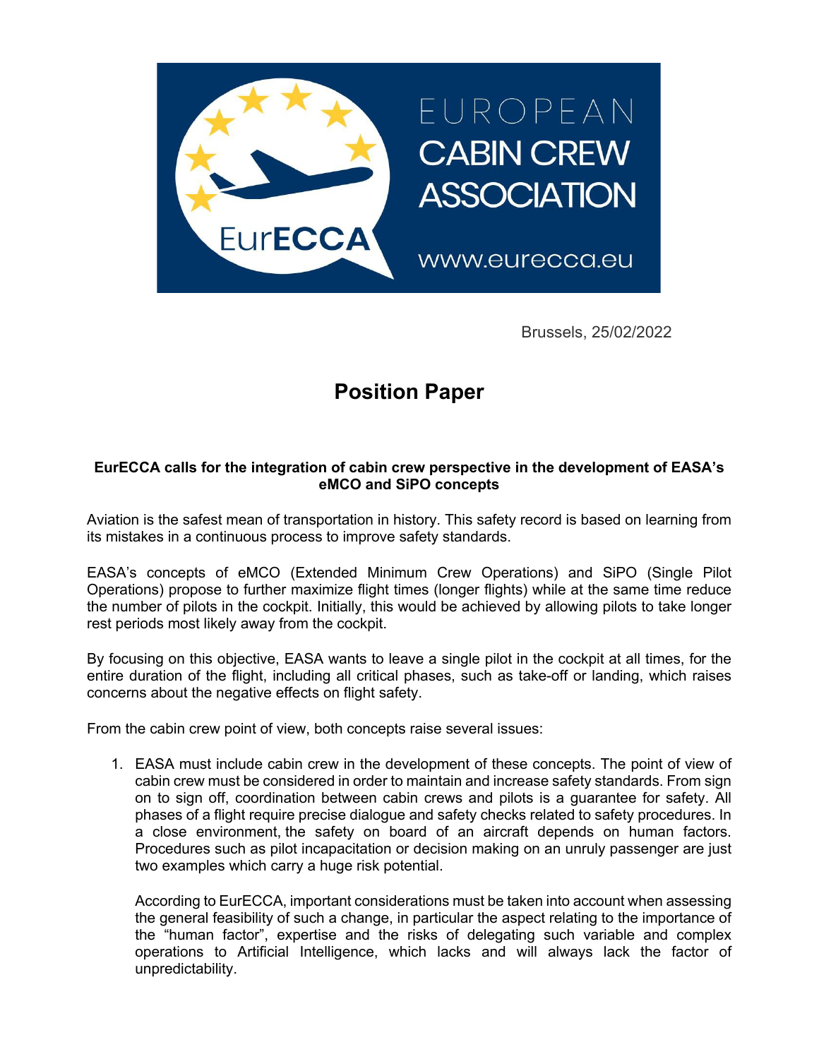EUROPEAN CABIN CREW ASSOCIATION

EurECCA

www.eurecca.eu

Brussels, 25/02/2022

# Position Paper

**EurECCA calls for the integration of cabin crew perspective in the development of EASA's eMCO and SiPO concepts**

Aviation is the safest mean of transportation in history. This safety record is based on learning from its mistakes in a continuous process to improve safety standards.

EASA's concepts of eMCO (Extended Minimum Crew Operations) and SiPO (Single Pilot Operations) propose to further maximize flight times (longer flights) while at the same time reduce the number of pilots in the cockpit. Initially, this would be achieved by allowing pilots to take longer rest periods most likely away from the cockpit.

By focusing on this objective, EASA wants to leave a single pilot in the cockpit at all times, for the entire duration of the flight, including all critical phases, such as take-off or landing, which raises concerns about the negative effects on flight safety.

From the cabin crew point of view, both concepts raise several issues:

1. EASA must include cabin crew in the development of these concepts. The point of view of cabin crew must be considered in order to maintain and increase safety standards. From sign on to sign off, coordination between cabin crews and pilots is a guarantee for safety. All phases of a flight require precise dialogue and safety checks related to safety procedures. In a close environment, the safety on board of an aircraft depends on human factors. Procedures such as pilot incapacitation or decision making on an unruly passenger are just two examples which carry a huge risk potential.

   According to EurECCA, important considerations must be taken into account when assessing the general feasibility of such a change, in particular the aspect relating to the importance of the "human factor", expertise and the risks of delegating such variable and complex operations to Artificial Intelligence, which lacks and will always lack the factor of unpredictability.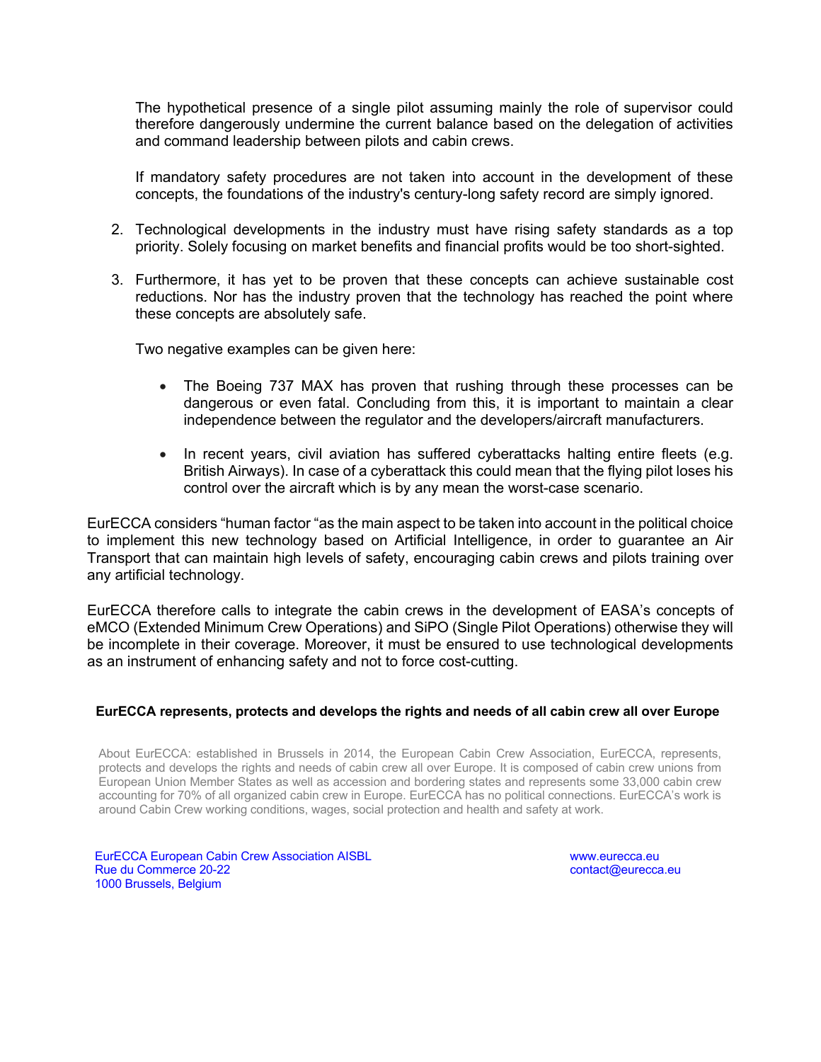The hypothetical presence of a single pilot assuming mainly the role of supervisor could therefore dangerously undermine the current balance based on the delegation of activities and command leadership between pilots and cabin crews.

If mandatory safety procedures are not taken into account in the development of these concepts, the foundations of the industry's century-long safety record are simply ignored.

2. Technological developments in the industry must have rising safety standards as a top priority. Solely focusing on market benefits and financial profits would be too short-sighted.

3. Furthermore, it has yet to be proven that these concepts can achieve sustainable cost reductions. Nor has the industry proven that the technology has reached the point where these concepts are absolutely safe.

   Two negative examples can be given here:

   - The Boeing 737 MAX has proven that rushing through these processes can be dangerous or even fatal. Concluding from this, it is important to maintain a clear independence between the regulator and the developers/aircraft manufacturers.

   - In recent years, civil aviation has suffered cyberattacks halting entire fleets (e.g. British Airways). In case of a cyberattack this could mean that the flying pilot loses his control over the aircraft which is by any mean the worst-case scenario.

EurECCA considers "human factor "as the main aspect to be taken into account in the political choice to implement this new technology based on Artificial Intelligence, in order to guarantee an Air Transport that can maintain high levels of safety, encouraging cabin crews and pilots training over any artificial technology.

EurECCA therefore calls to integrate the cabin crews in the development of EASA's concepts of eMCO (Extended Minimum Crew Operations) and SiPO (Single Pilot Operations) otherwise they will be incomplete in their coverage. Moreover, it must be ensured to use technological developments as an instrument of enhancing safety and not to force cost-cutting.

**EurECCA represents, protects and develops the rights and needs of all cabin crew all over Europe**

About EurECCA: established in Brussels in 2014, the European Cabin Crew Association, EurECCA, represents, protects and develops the rights and needs of cabin crew all over Europe. It is composed of cabin crew unions from European Union Member States as well as accession and bordering states and represents some 33,000 cabin crew accounting for 70% of all organized cabin crew in Europe. EurECCA has no political connections. EurECCA's work is around Cabin Crew working conditions, wages, social protection and health and safety at work.

EurECCA European Cabin Crew Association AISBL
Rue du Commerce 20-22
1000 Brussels, Belgium

www.eurecca.eu
contact@eurecca.eu